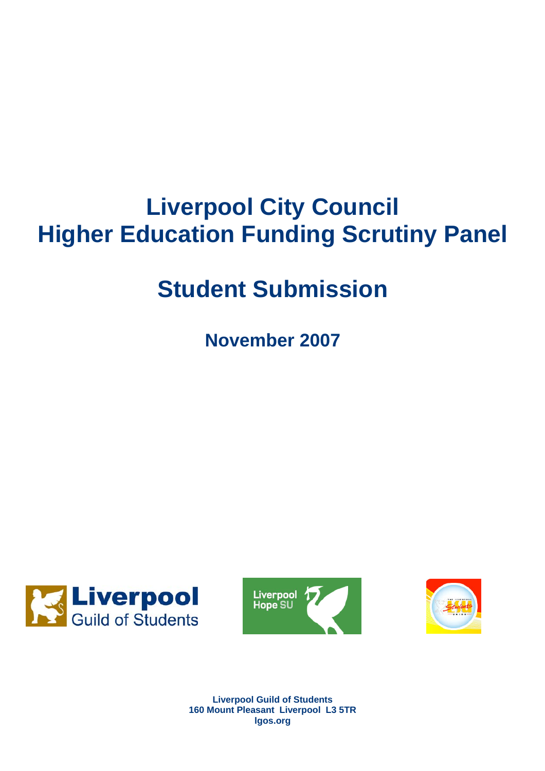# Liverpool City Council
# Higher Education Funding Scrutiny Panel

## Student Submission

### November 2007

Liverpool Guild of Students
160 Mount Pleasant Liverpool L3 5TR
lgos.org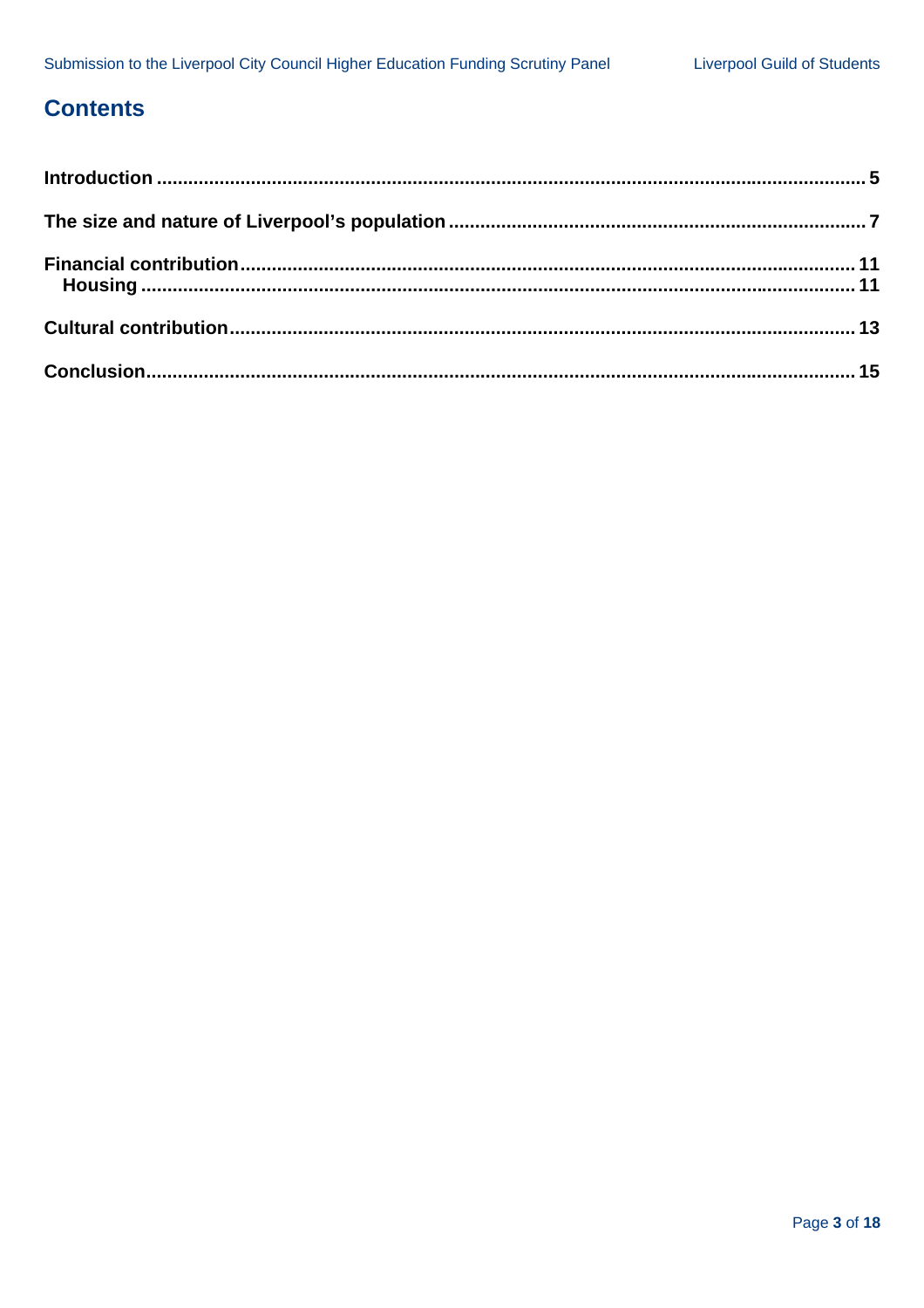# Contents

**Introduction** ..................................................................................................................................... 5

**The size and nature of Liverpool's population** ............................................................................. 7

**Financial contribution** .................................................................................................................... 11
  **Housing** ...................................................................................................................................... 11

**Cultural contribution** ..................................................................................................................... 13

**Conclusion** ..................................................................................................................................... 15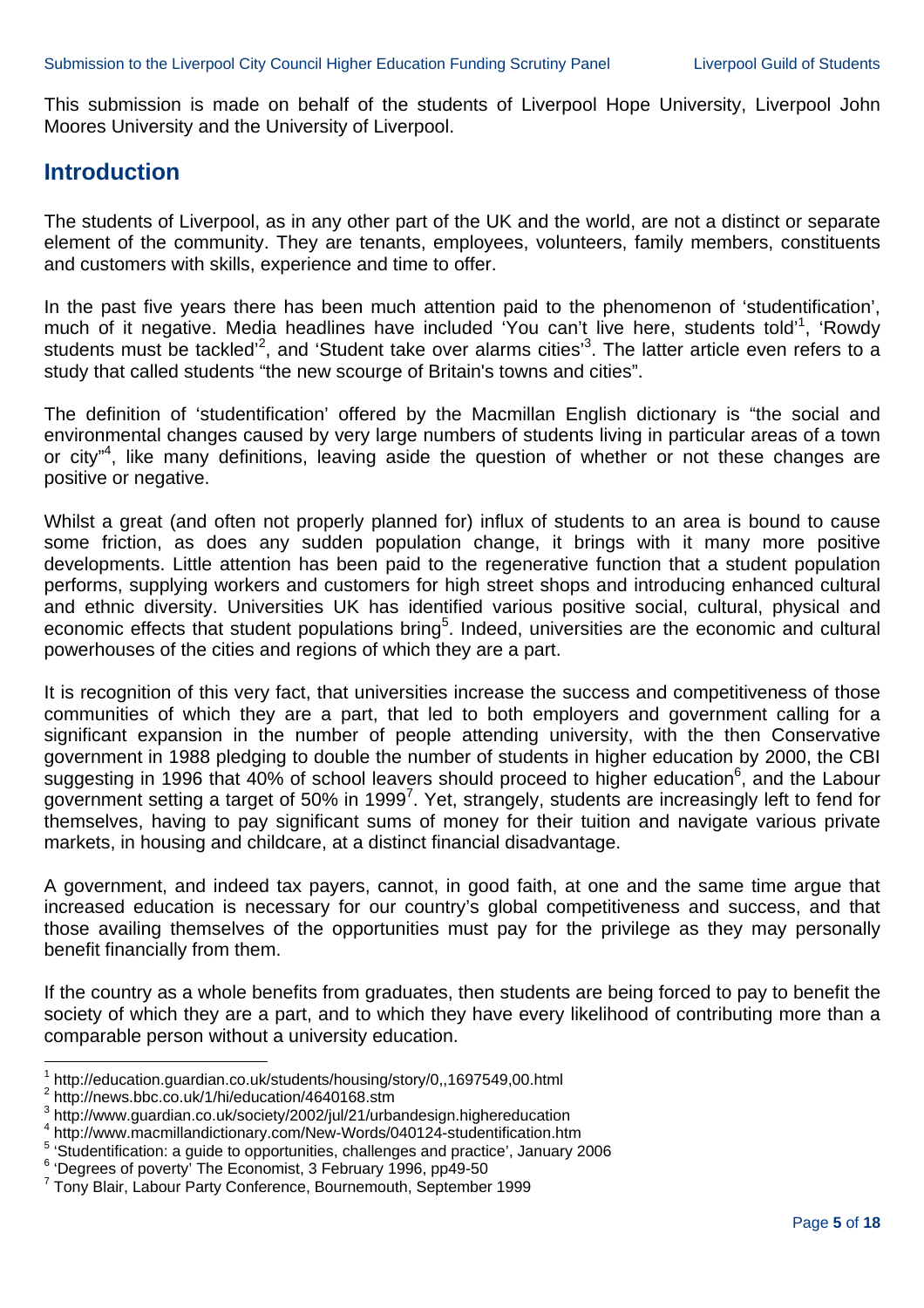This submission is made on behalf of the students of Liverpool Hope University, Liverpool John Moores University and the University of Liverpool.

## Introduction

The students of Liverpool, as in any other part of the UK and the world, are not a distinct or separate element of the community. They are tenants, employees, volunteers, family members, constituents and customers with skills, experience and time to offer.

In the past five years there has been much attention paid to the phenomenon of 'studentification', much of it negative. Media headlines have included 'You can't live here, students told'[1], 'Rowdy students must be tackled'[2], and 'Student take over alarms cities'[3]. The latter article even refers to a study that called students "the new scourge of Britain's towns and cities".

The definition of 'studentification' offered by the Macmillan English dictionary is "the social and environmental changes caused by very large numbers of students living in particular areas of a town or city"[4], like many definitions, leaving aside the question of whether or not these changes are positive or negative.

Whilst a great (and often not properly planned for) influx of students to an area is bound to cause some friction, as does any sudden population change, it brings with it many more positive developments. Little attention has been paid to the regenerative function that a student population performs, supplying workers and customers for high street shops and introducing enhanced cultural and ethnic diversity. Universities UK has identified various positive social, cultural, physical and economic effects that student populations bring[5]. Indeed, universities are the economic and cultural powerhouses of the cities and regions of which they are a part.

It is recognition of this very fact, that universities increase the success and competitiveness of those communities of which they are a part, that led to both employers and government calling for a significant expansion in the number of people attending university, with the then Conservative government in 1988 pledging to double the number of students in higher education by 2000, the CBI suggesting in 1996 that 40% of school leavers should proceed to higher education[6], and the Labour government setting a target of 50% in 1999[7]. Yet, strangely, students are increasingly left to fend for themselves, having to pay significant sums of money for their tuition and navigate various private markets, in housing and childcare, at a distinct financial disadvantage.

A government, and indeed tax payers, cannot, in good faith, at one and the same time argue that increased education is necessary for our country's global competitiveness and success, and that those availing themselves of the opportunities must pay for the privilege as they may personally benefit financially from them.

If the country as a whole benefits from graduates, then students are being forced to pay to benefit the society of which they are a part, and to which they have every likelihood of contributing more than a comparable person without a university education.

---

[1] http://education.guardian.co.uk/students/housing/story/0,,1697549,00.html
[2] http://news.bbc.co.uk/1/hi/education/4640168.stm
[3] http://www.guardian.co.uk/society/2002/jul/21/urbandesign.highereducation
[4] http://www.macmillandictionary.com/New-Words/040124-studentification.htm
[5] 'Studentification: a guide to opportunities, challenges and practice', January 2006
[6] 'Degrees of poverty' The Economist, 3 February 1996, pp49-50
[7] Tony Blair, Labour Party Conference, Bournemouth, September 1999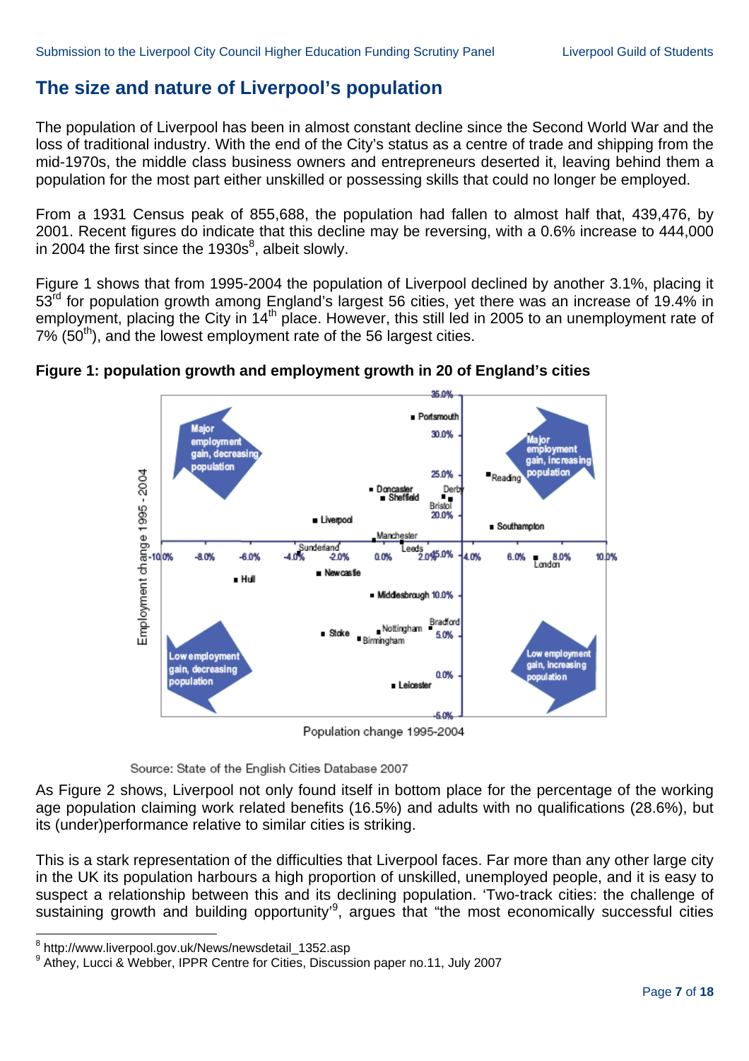## The size and nature of Liverpool's population

The population of Liverpool has been in almost constant decline since the Second World War and the loss of traditional industry. With the end of the City's status as a centre of trade and shipping from the mid-1970s, the middle class business owners and entrepreneurs deserted it, leaving behind them a population for the most part either unskilled or possessing skills that could no longer be employed.

From a 1931 Census peak of 855,688, the population had fallen to almost half that, 439,476, by 2001. Recent figures do indicate that this decline may be reversing, with a 0.6% increase to 444,000 in 2004 the first since the 1930s[8], albeit slowly.

Figure 1 shows that from 1995-2004 the population of Liverpool declined by another 3.1%, placing it 53rd for population growth among England's largest 56 cities, yet there was an increase of 19.4% in employment, placing the City in 14th place. However, this still led in 2005 to an unemployment rate of 7% (50th), and the lowest employment rate of the 56 largest cities.

**Figure 1: population growth and employment growth in 20 of England's cities**

Source: State of the English Cities Database 2007

As Figure 2 shows, Liverpool not only found itself in bottom place for the percentage of the working age population claiming work related benefits (16.5%) and adults with no qualifications (28.6%), but its (under)performance relative to similar cities is striking.

This is a stark representation of the difficulties that Liverpool faces. Far more than any other large city in the UK its population harbours a high proportion of unskilled, unemployed people, and it is easy to suspect a relationship between this and its declining population. 'Two-track cities: the challenge of sustaining growth and building opportunity'[9], argues that "the most economically successful cities

[8] http://www.liverpool.gov.uk/News/newsdetail_1352.asp

[9] Athey, Lucci & Webber, IPPR Centre for Cities, Discussion paper no.11, July 2007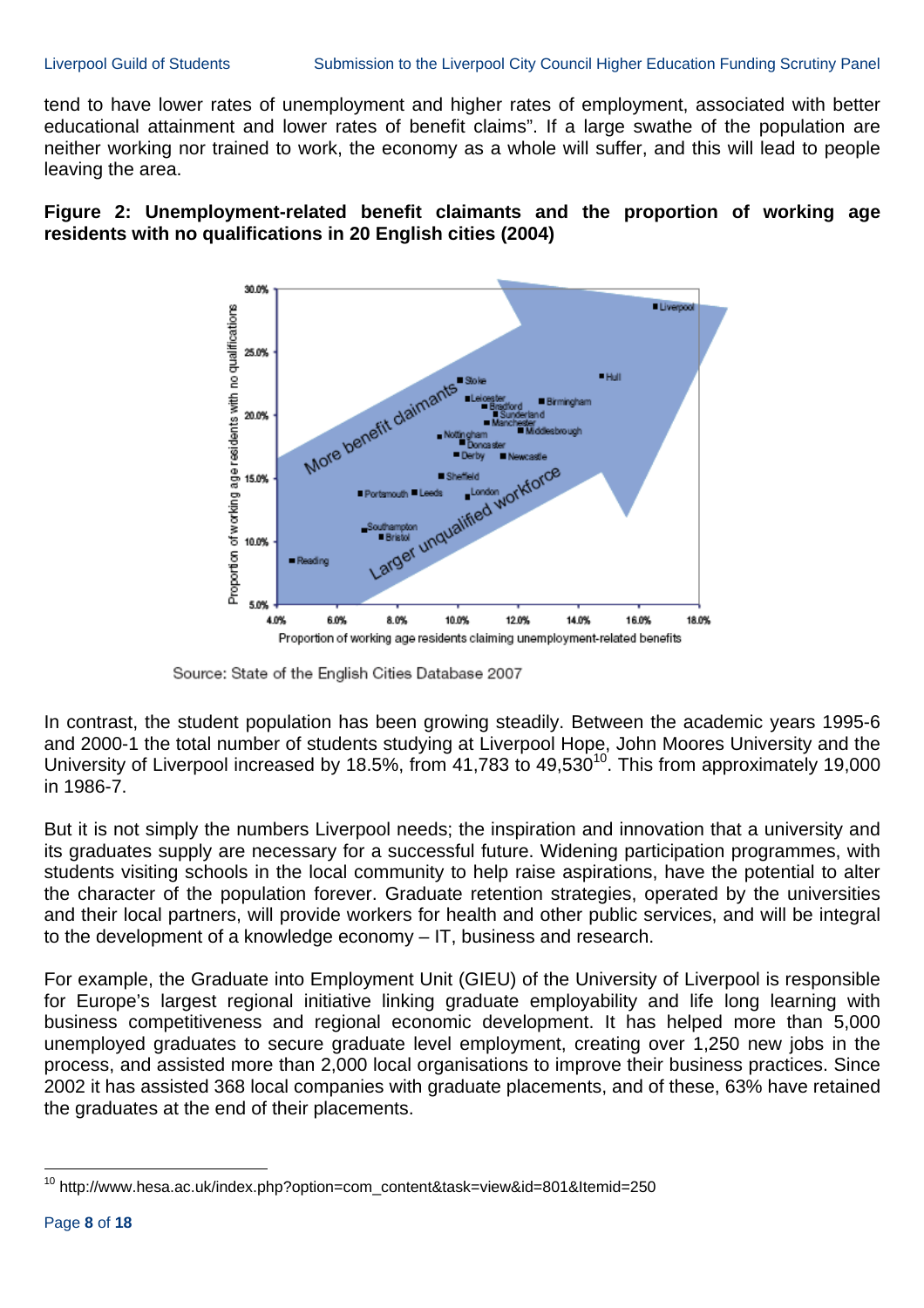tend to have lower rates of unemployment and higher rates of employment, associated with better educational attainment and lower rates of benefit claims". If a large swathe of the population are neither working nor trained to work, the economy as a whole will suffer, and this will lead to people leaving the area.

**Figure 2: Unemployment-related benefit claimants and the proportion of working age residents with no qualifications in 20 English cities (2004)**

Source: State of the English Cities Database 2007

In contrast, the student population has been growing steadily. Between the academic years 1995-6 and 2000-1 the total number of students studying at Liverpool Hope, John Moores University and the University of Liverpool increased by 18.5%, from 41,783 to 49,530[10]. This from approximately 19,000 in 1986-7.

But it is not simply the numbers Liverpool needs; the inspiration and innovation that a university and its graduates supply are necessary for a successful future. Widening participation programmes, with students visiting schools in the local community to help raise aspirations, have the potential to alter the character of the population forever. Graduate retention strategies, operated by the universities and their local partners, will provide workers for health and other public services, and will be integral to the development of a knowledge economy – IT, business and research.

For example, the Graduate into Employment Unit (GIEU) of the University of Liverpool is responsible for Europe's largest regional initiative linking graduate employability and life long learning with business competitiveness and regional economic development. It has helped more than 5,000 unemployed graduates to secure graduate level employment, creating over 1,250 new jobs in the process, and assisted more than 2,000 local organisations to improve their business practices. Since 2002 it has assisted 368 local companies with graduate placements, and of these, 63% have retained the graduates at the end of their placements.

---

[10] http://www.hesa.ac.uk/index.php?option=com_content&task=view&id=801&Itemid=250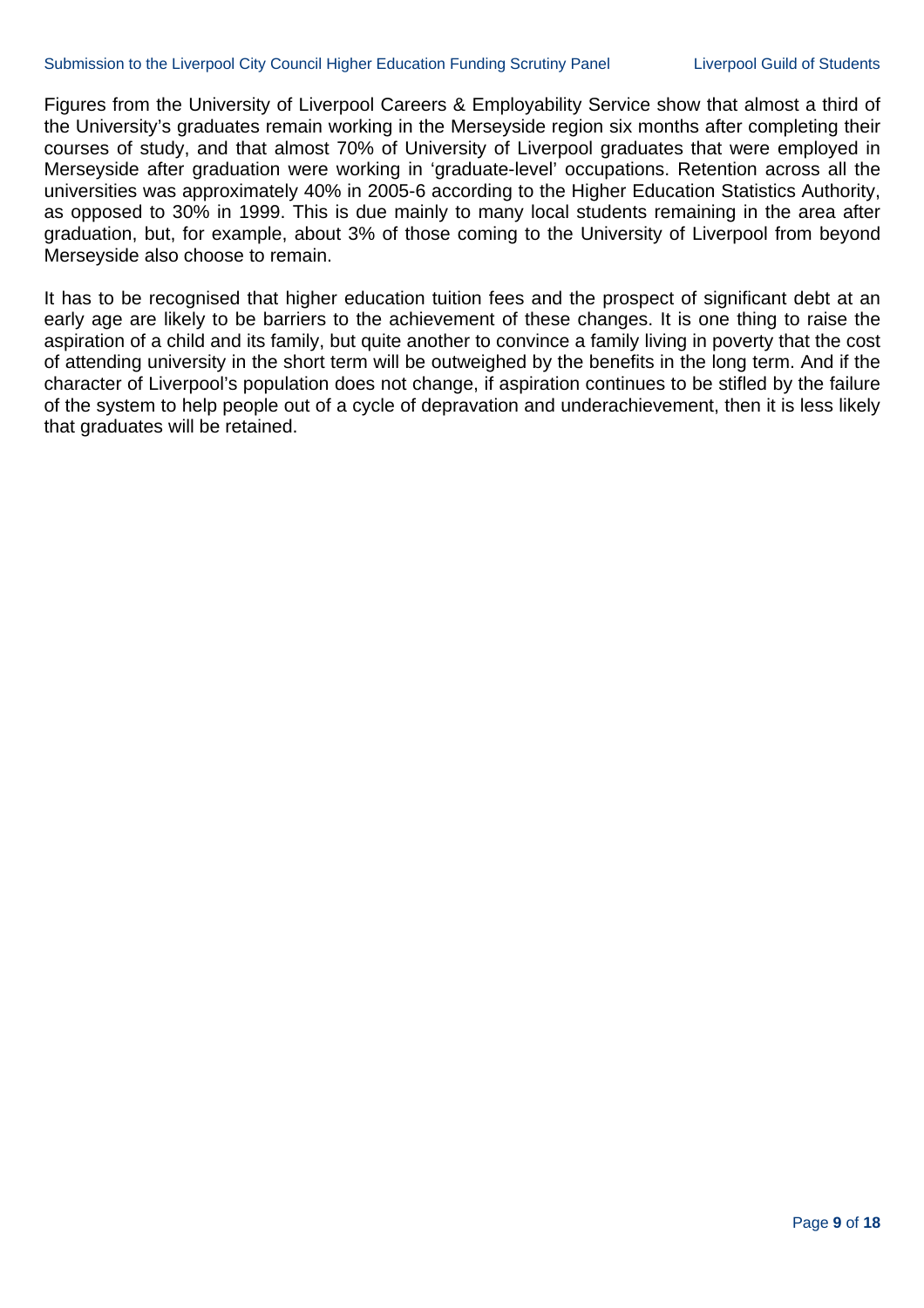Figures from the University of Liverpool Careers & Employability Service show that almost a third of the University's graduates remain working in the Merseyside region six months after completing their courses of study, and that almost 70% of University of Liverpool graduates that were employed in Merseyside after graduation were working in 'graduate-level' occupations. Retention across all the universities was approximately 40% in 2005-6 according to the Higher Education Statistics Authority, as opposed to 30% in 1999. This is due mainly to many local students remaining in the area after graduation, but, for example, about 3% of those coming to the University of Liverpool from beyond Merseyside also choose to remain.

It has to be recognised that higher education tuition fees and the prospect of significant debt at an early age are likely to be barriers to the achievement of these changes. It is one thing to raise the aspiration of a child and its family, but quite another to convince a family living in poverty that the cost of attending university in the short term will be outweighed by the benefits in the long term. And if the character of Liverpool's population does not change, if aspiration continues to be stifled by the failure of the system to help people out of a cycle of depravation and underachievement, then it is less likely that graduates will be retained.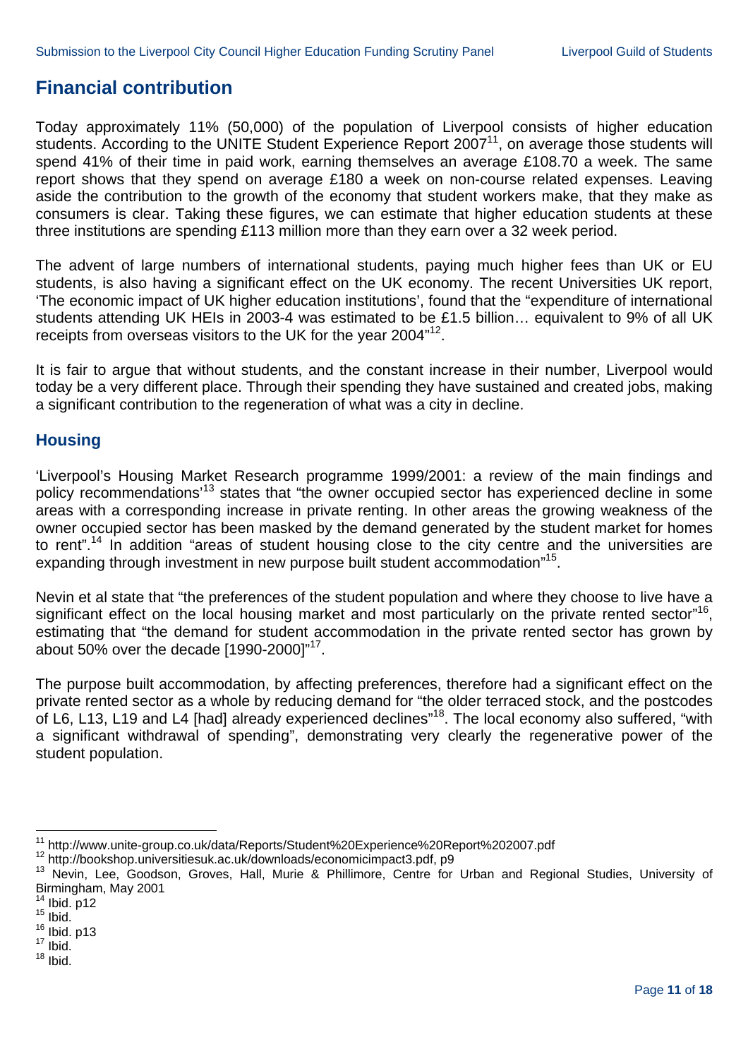## Financial contribution

Today approximately 11% (50,000) of the population of Liverpool consists of higher education students. According to the UNITE Student Experience Report 2007[11], on average those students will spend 41% of their time in paid work, earning themselves an average £108.70 a week. The same report shows that they spend on average £180 a week on non-course related expenses. Leaving aside the contribution to the growth of the economy that student workers make, that they make as consumers is clear. Taking these figures, we can estimate that higher education students at these three institutions are spending £113 million more than they earn over a 32 week period.

The advent of large numbers of international students, paying much higher fees than UK or EU students, is also having a significant effect on the UK economy. The recent Universities UK report, 'The economic impact of UK higher education institutions', found that the "expenditure of international students attending UK HEIs in 2003-4 was estimated to be £1.5 billion… equivalent to 9% of all UK receipts from overseas visitors to the UK for the year 2004"[12].

It is fair to argue that without students, and the constant increase in their number, Liverpool would today be a very different place. Through their spending they have sustained and created jobs, making a significant contribution to the regeneration of what was a city in decline.

### Housing

'Liverpool's Housing Market Research programme 1999/2001: a review of the main findings and policy recommendations'[13] states that "the owner occupied sector has experienced decline in some areas with a corresponding increase in private renting. In other areas the growing weakness of the owner occupied sector has been masked by the demand generated by the student market for homes to rent".[14] In addition "areas of student housing close to the city centre and the universities are expanding through investment in new purpose built student accommodation"[15].

Nevin et al state that "the preferences of the student population and where they choose to live have a significant effect on the local housing market and most particularly on the private rented sector"[16], estimating that "the demand for student accommodation in the private rented sector has grown by about 50% over the decade [1990-2000]"[17].

The purpose built accommodation, by affecting preferences, therefore had a significant effect on the private rented sector as a whole by reducing demand for "the older terraced stock, and the postcodes of L6, L13, L19 and L4 [had] already experienced declines"[18]. The local economy also suffered, "with a significant withdrawal of spending", demonstrating very clearly the regenerative power of the student population.

---

[11] http://www.unite-group.co.uk/data/Reports/Student%20Experience%20Report%202007.pdf

[12] http://bookshop.universitiesuk.ac.uk/downloads/economicimpact3.pdf, p9

[13] Nevin, Lee, Goodson, Groves, Hall, Murie & Phillimore, Centre for Urban and Regional Studies, University of Birmingham, May 2001

[14] Ibid. p12

[15] Ibid.

[16] Ibid. p13

[17] Ibid.

[18] Ibid.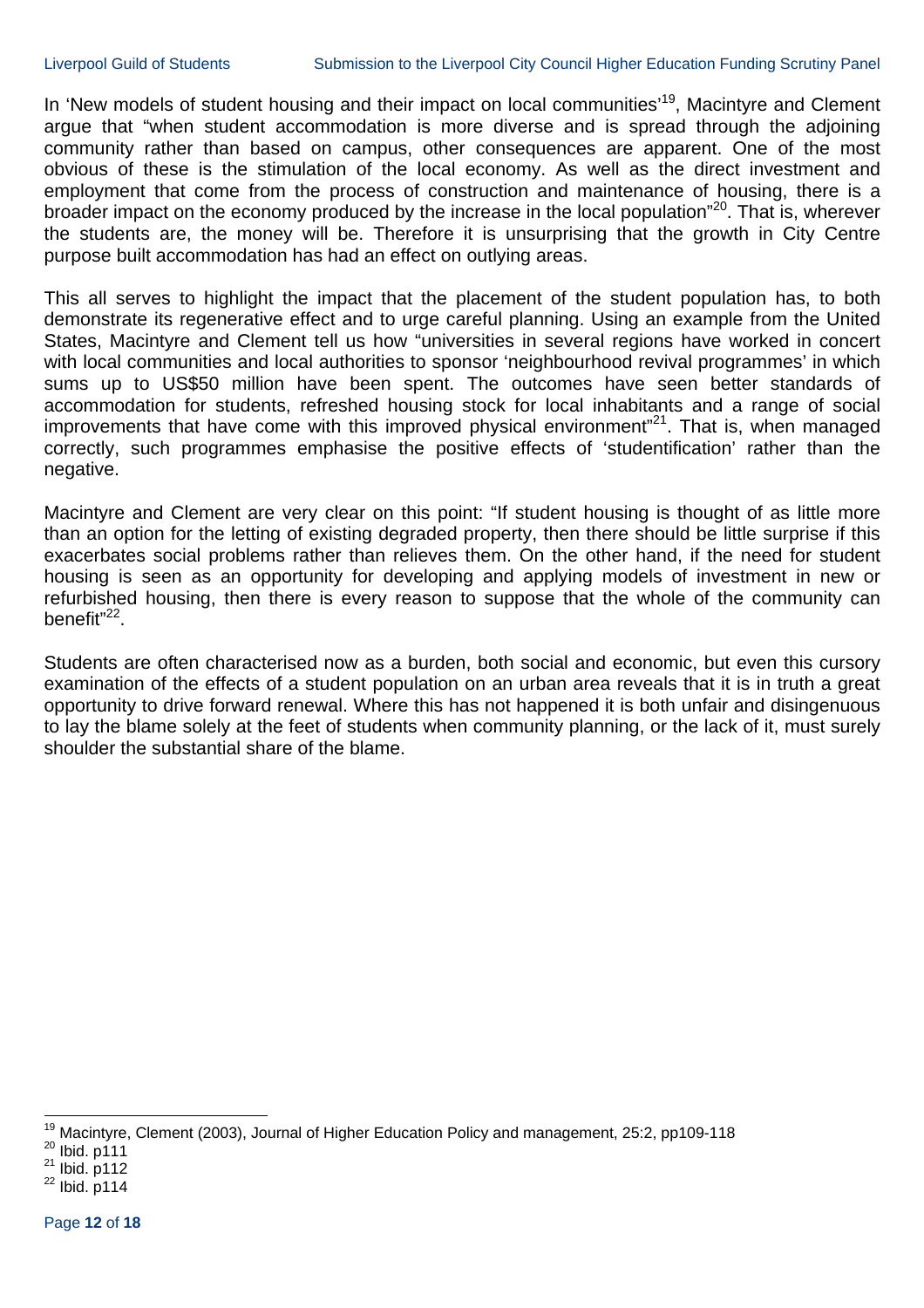In 'New models of student housing and their impact on local communities'[19], Macintyre and Clement argue that "when student accommodation is more diverse and is spread through the adjoining community rather than based on campus, other consequences are apparent. One of the most obvious of these is the stimulation of the local economy. As well as the direct investment and employment that come from the process of construction and maintenance of housing, there is a broader impact on the economy produced by the increase in the local population"[20]. That is, wherever the students are, the money will be. Therefore it is unsurprising that the growth in City Centre purpose built accommodation has had an effect on outlying areas.

This all serves to highlight the impact that the placement of the student population has, to both demonstrate its regenerative effect and to urge careful planning. Using an example from the United States, Macintyre and Clement tell us how "universities in several regions have worked in concert with local communities and local authorities to sponsor 'neighbourhood revival programmes' in which sums up to US$50 million have been spent. The outcomes have seen better standards of accommodation for students, refreshed housing stock for local inhabitants and a range of social improvements that have come with this improved physical environment"[21]. That is, when managed correctly, such programmes emphasise the positive effects of 'studentification' rather than the negative.

Macintyre and Clement are very clear on this point: "If student housing is thought of as little more than an option for the letting of existing degraded property, then there should be little surprise if this exacerbates social problems rather than relieves them. On the other hand, if the need for student housing is seen as an opportunity for developing and applying models of investment in new or refurbished housing, then there is every reason to suppose that the whole of the community can benefit"[22].

Students are often characterised now as a burden, both social and economic, but even this cursory examination of the effects of a student population on an urban area reveals that it is in truth a great opportunity to drive forward renewal. Where this has not happened it is both unfair and disingenuous to lay the blame solely at the feet of students when community planning, or the lack of it, must surely shoulder the substantial share of the blame.

---

[19] Macintyre, Clement (2003), Journal of Higher Education Policy and management, 25:2, pp109-118

[20] Ibid. p111

[21] Ibid. p112

[22] Ibid. p114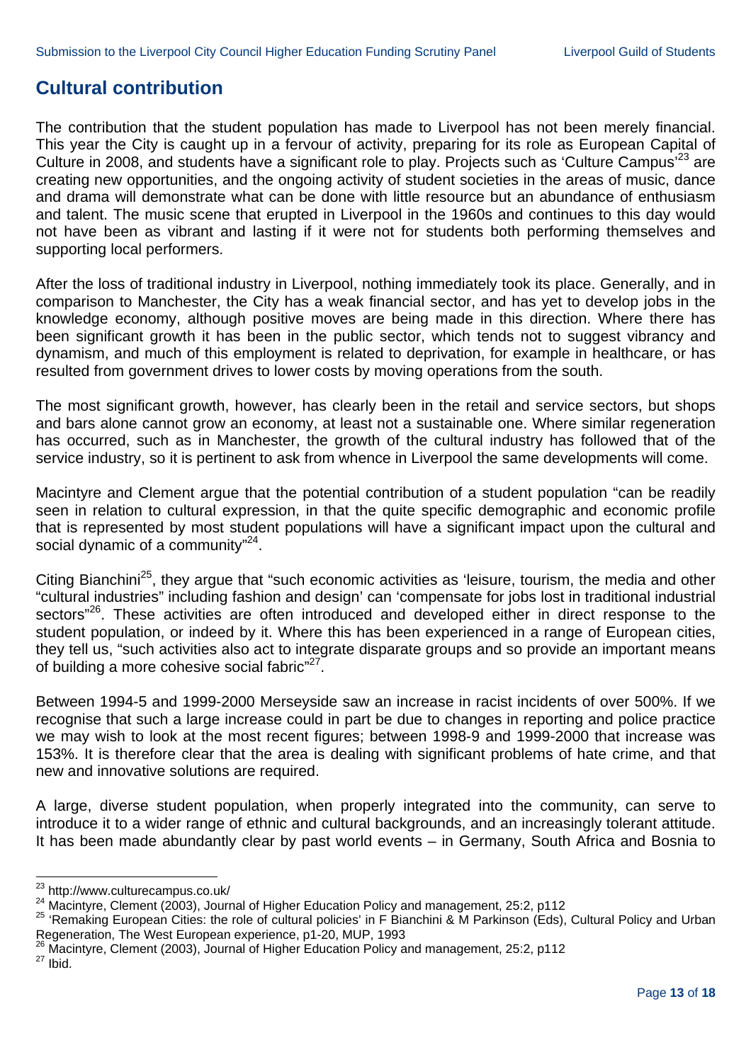## Cultural contribution

The contribution that the student population has made to Liverpool has not been merely financial. This year the City is caught up in a fervour of activity, preparing for its role as European Capital of Culture in 2008, and students have a significant role to play. Projects such as 'Culture Campus'[23] are creating new opportunities, and the ongoing activity of student societies in the areas of music, dance and drama will demonstrate what can be done with little resource but an abundance of enthusiasm and talent. The music scene that erupted in Liverpool in the 1960s and continues to this day would not have been as vibrant and lasting if it were not for students both performing themselves and supporting local performers.

After the loss of traditional industry in Liverpool, nothing immediately took its place. Generally, and in comparison to Manchester, the City has a weak financial sector, and has yet to develop jobs in the knowledge economy, although positive moves are being made in this direction. Where there has been significant growth it has been in the public sector, which tends not to suggest vibrancy and dynamism, and much of this employment is related to deprivation, for example in healthcare, or has resulted from government drives to lower costs by moving operations from the south.

The most significant growth, however, has clearly been in the retail and service sectors, but shops and bars alone cannot grow an economy, at least not a sustainable one. Where similar regeneration has occurred, such as in Manchester, the growth of the cultural industry has followed that of the service industry, so it is pertinent to ask from whence in Liverpool the same developments will come.

Macintyre and Clement argue that the potential contribution of a student population "can be readily seen in relation to cultural expression, in that the quite specific demographic and economic profile that is represented by most student populations will have a significant impact upon the cultural and social dynamic of a community"[24].

Citing Bianchini[25], they argue that "such economic activities as 'leisure, tourism, the media and other "cultural industries" including fashion and design' can 'compensate for jobs lost in traditional industrial sectors"[26]. These activities are often introduced and developed either in direct response to the student population, or indeed by it. Where this has been experienced in a range of European cities, they tell us, "such activities also act to integrate disparate groups and so provide an important means of building a more cohesive social fabric"[27].

Between 1994-5 and 1999-2000 Merseyside saw an increase in racist incidents of over 500%. If we recognise that such a large increase could in part be due to changes in reporting and police practice we may wish to look at the most recent figures; between 1998-9 and 1999-2000 that increase was 153%. It is therefore clear that the area is dealing with significant problems of hate crime, and that new and innovative solutions are required.

A large, diverse student population, when properly integrated into the community, can serve to introduce it to a wider range of ethnic and cultural backgrounds, and an increasingly tolerant attitude. It has been made abundantly clear by past world events – in Germany, South Africa and Bosnia to

---

[23] http://www.culturecampus.co.uk/

[24] Macintyre, Clement (2003), Journal of Higher Education Policy and management, 25:2, p112

[25] 'Remaking European Cities: the role of cultural policies' in F Bianchini & M Parkinson (Eds), Cultural Policy and Urban Regeneration, The West European experience, p1-20, MUP, 1993

[26] Macintyre, Clement (2003), Journal of Higher Education Policy and management, 25:2, p112

[27] Ibid.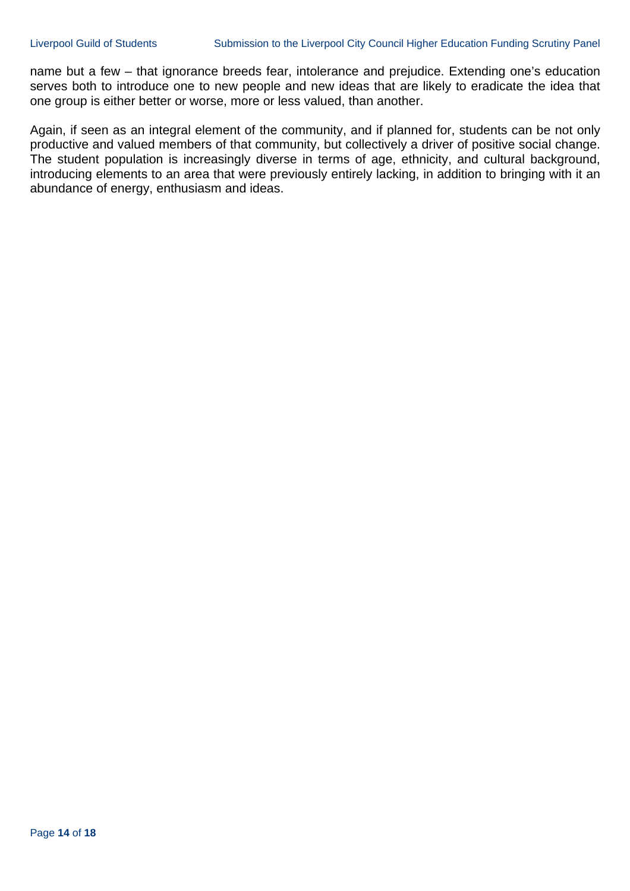name but a few – that ignorance breeds fear, intolerance and prejudice. Extending one's education serves both to introduce one to new people and new ideas that are likely to eradicate the idea that one group is either better or worse, more or less valued, than another.

Again, if seen as an integral element of the community, and if planned for, students can be not only productive and valued members of that community, but collectively a driver of positive social change. The student population is increasingly diverse in terms of age, ethnicity, and cultural background, introducing elements to an area that were previously entirely lacking, in addition to bringing with it an abundance of energy, enthusiasm and ideas.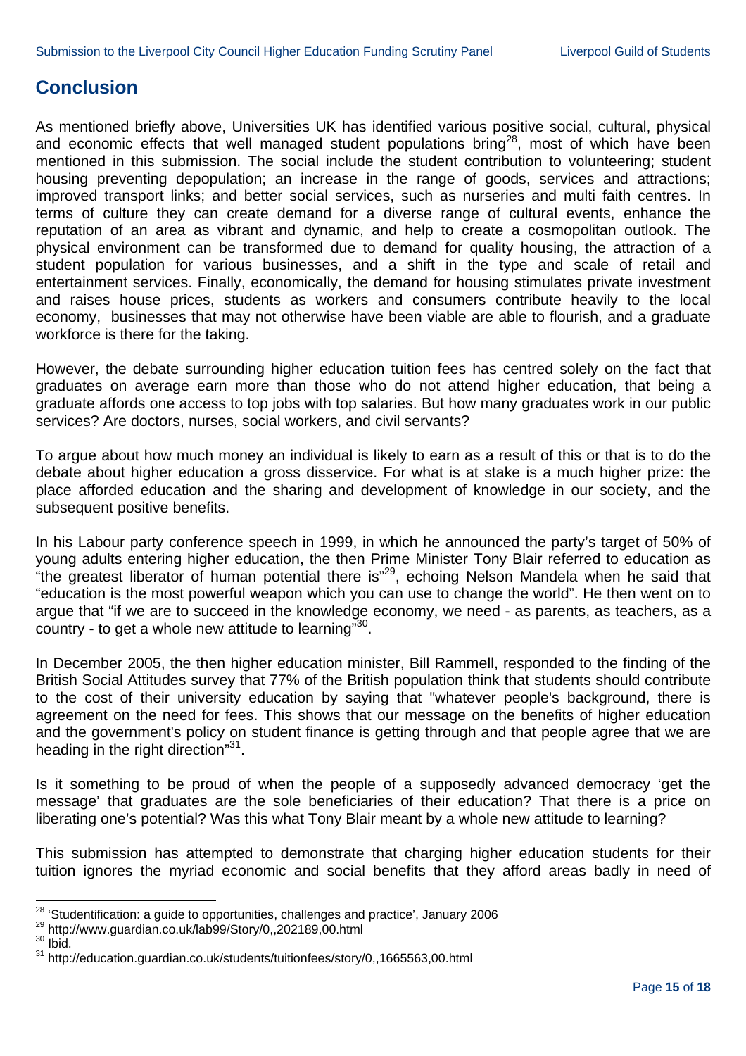## Conclusion

As mentioned briefly above, Universities UK has identified various positive social, cultural, physical and economic effects that well managed student populations bring[28], most of which have been mentioned in this submission. The social include the student contribution to volunteering; student housing preventing depopulation; an increase in the range of goods, services and attractions; improved transport links; and better social services, such as nurseries and multi faith centres. In terms of culture they can create demand for a diverse range of cultural events, enhance the reputation of an area as vibrant and dynamic, and help to create a cosmopolitan outlook. The physical environment can be transformed due to demand for quality housing, the attraction of a student population for various businesses, and a shift in the type and scale of retail and entertainment services. Finally, economically, the demand for housing stimulates private investment and raises house prices, students as workers and consumers contribute heavily to the local economy, businesses that may not otherwise have been viable are able to flourish, and a graduate workforce is there for the taking.

However, the debate surrounding higher education tuition fees has centred solely on the fact that graduates on average earn more than those who do not attend higher education, that being a graduate affords one access to top jobs with top salaries. But how many graduates work in our public services? Are doctors, nurses, social workers, and civil servants?

To argue about how much money an individual is likely to earn as a result of this or that is to do the debate about higher education a gross disservice. For what is at stake is a much higher prize: the place afforded education and the sharing and development of knowledge in our society, and the subsequent positive benefits.

In his Labour party conference speech in 1999, in which he announced the party's target of 50% of young adults entering higher education, the then Prime Minister Tony Blair referred to education as "the greatest liberator of human potential there is"[29], echoing Nelson Mandela when he said that "education is the most powerful weapon which you can use to change the world". He then went on to argue that "if we are to succeed in the knowledge economy, we need - as parents, as teachers, as a country - to get a whole new attitude to learning"[30].

In December 2005, the then higher education minister, Bill Rammell, responded to the finding of the British Social Attitudes survey that 77% of the British population think that students should contribute to the cost of their university education by saying that "whatever people's background, there is agreement on the need for fees. This shows that our message on the benefits of higher education and the government's policy on student finance is getting through and that people agree that we are heading in the right direction"[31].

Is it something to be proud of when the people of a supposedly advanced democracy 'get the message' that graduates are the sole beneficiaries of their education? That there is a price on liberating one's potential? Was this what Tony Blair meant by a whole new attitude to learning?

This submission has attempted to demonstrate that charging higher education students for their tuition ignores the myriad economic and social benefits that they afford areas badly in need of

---

[28] 'Studentification: a guide to opportunities, challenges and practice', January 2006

[29] http://www.guardian.co.uk/lab99/Story/0,,202189,00.html

[30] Ibid.

[31] http://education.guardian.co.uk/students/tuitionfees/story/0,,1665563,00.html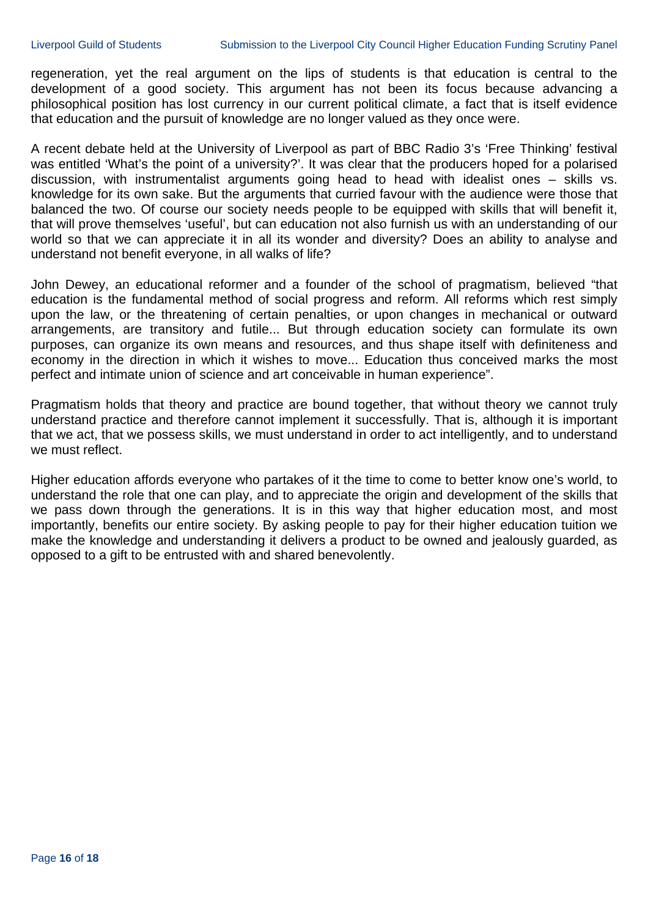regeneration, yet the real argument on the lips of students is that education is central to the development of a good society. This argument has not been its focus because advancing a philosophical position has lost currency in our current political climate, a fact that is itself evidence that education and the pursuit of knowledge are no longer valued as they once were.

A recent debate held at the University of Liverpool as part of BBC Radio 3's 'Free Thinking' festival was entitled 'What's the point of a university?'. It was clear that the producers hoped for a polarised discussion, with instrumentalist arguments going head to head with idealist ones – skills vs. knowledge for its own sake. But the arguments that curried favour with the audience were those that balanced the two. Of course our society needs people to be equipped with skills that will benefit it, that will prove themselves 'useful', but can education not also furnish us with an understanding of our world so that we can appreciate it in all its wonder and diversity? Does an ability to analyse and understand not benefit everyone, in all walks of life?

John Dewey, an educational reformer and a founder of the school of pragmatism, believed "that education is the fundamental method of social progress and reform. All reforms which rest simply upon the law, or the threatening of certain penalties, or upon changes in mechanical or outward arrangements, are transitory and futile... But through education society can formulate its own purposes, can organize its own means and resources, and thus shape itself with definiteness and economy in the direction in which it wishes to move... Education thus conceived marks the most perfect and intimate union of science and art conceivable in human experience".

Pragmatism holds that theory and practice are bound together, that without theory we cannot truly understand practice and therefore cannot implement it successfully. That is, although it is important that we act, that we possess skills, we must understand in order to act intelligently, and to understand we must reflect.

Higher education affords everyone who partakes of it the time to come to better know one's world, to understand the role that one can play, and to appreciate the origin and development of the skills that we pass down through the generations. It is in this way that higher education most, and most importantly, benefits our entire society. By asking people to pay for their higher education tuition we make the knowledge and understanding it delivers a product to be owned and jealously guarded, as opposed to a gift to be entrusted with and shared benevolently.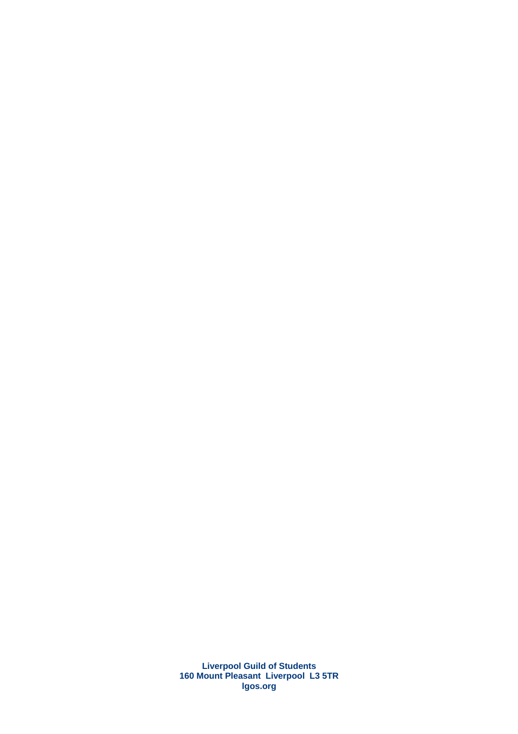**Liverpool Guild of Students**
**160 Mount Pleasant  Liverpool  L3 5TR**
**lgos.org**